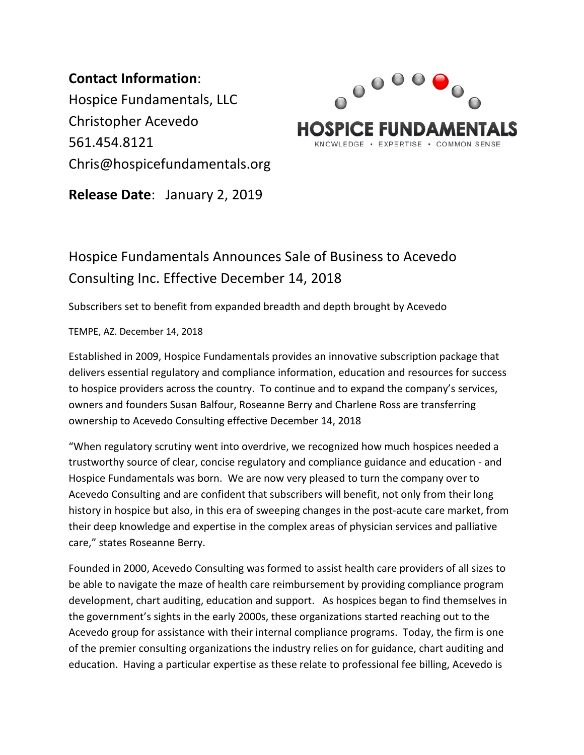**Contact Information**:
Hospice Fundamentals, LLC
Christopher Acevedo
561.454.8121
Chris@hospicefundamentals.org

HOSPICE FUNDAMENTALS
KNOWLEDGE • EXPERTISE • COMMON SENSE

**Release Date**: January 2, 2019

# Hospice Fundamentals Announces Sale of Business to Acevedo Consulting Inc. Effective December 14, 2018

Subscribers set to benefit from expanded breadth and depth brought by Acevedo

TEMPE, AZ. December 14, 2018

Established in 2009, Hospice Fundamentals provides an innovative subscription package that delivers essential regulatory and compliance information, education and resources for success to hospice providers across the country. To continue and to expand the company's services, owners and founders Susan Balfour, Roseanne Berry and Charlene Ross are transferring ownership to Acevedo Consulting effective December 14, 2018

"When regulatory scrutiny went into overdrive, we recognized how much hospices needed a trustworthy source of clear, concise regulatory and compliance guidance and education - and Hospice Fundamentals was born. We are now very pleased to turn the company over to Acevedo Consulting and are confident that subscribers will benefit, not only from their long history in hospice but also, in this era of sweeping changes in the post-acute care market, from their deep knowledge and expertise in the complex areas of physician services and palliative care," states Roseanne Berry.

Founded in 2000, Acevedo Consulting was formed to assist health care providers of all sizes to be able to navigate the maze of health care reimbursement by providing compliance program development, chart auditing, education and support. As hospices began to find themselves in the government's sights in the early 2000s, these organizations started reaching out to the Acevedo group for assistance with their internal compliance programs. Today, the firm is one of the premier consulting organizations the industry relies on for guidance, chart auditing and education. Having a particular expertise as these relate to professional fee billing, Acevedo is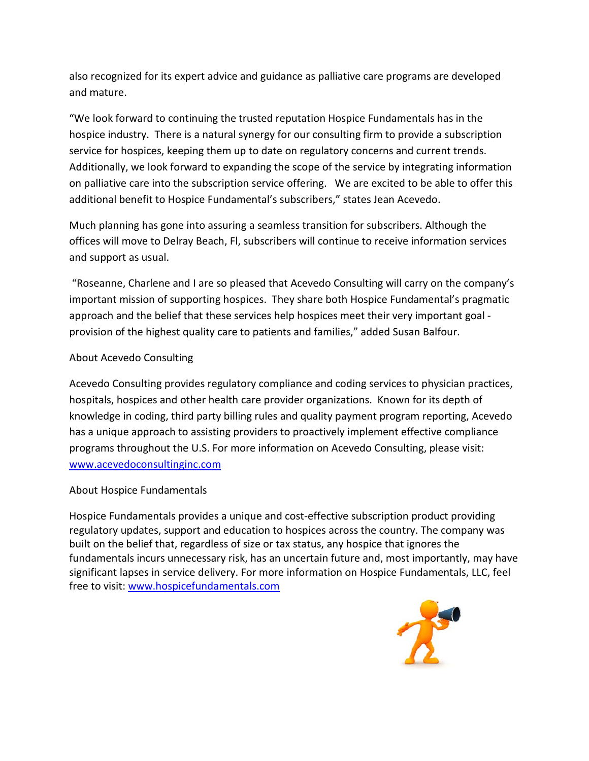also recognized for its expert advice and guidance as palliative care programs are developed and mature.

"We look forward to continuing the trusted reputation Hospice Fundamentals has in the hospice industry. There is a natural synergy for our consulting firm to provide a subscription service for hospices, keeping them up to date on regulatory concerns and current trends. Additionally, we look forward to expanding the scope of the service by integrating information on palliative care into the subscription service offering. We are excited to be able to offer this additional benefit to Hospice Fundamental's subscribers," states Jean Acevedo.

Much planning has gone into assuring a seamless transition for subscribers. Although the offices will move to Delray Beach, Fl, subscribers will continue to receive information services and support as usual.

"Roseanne, Charlene and I are so pleased that Acevedo Consulting will carry on the company's important mission of supporting hospices. They share both Hospice Fundamental's pragmatic approach and the belief that these services help hospices meet their very important goal - provision of the highest quality care to patients and families," added Susan Balfour.

About Acevedo Consulting

Acevedo Consulting provides regulatory compliance and coding services to physician practices, hospitals, hospices and other health care provider organizations. Known for its depth of knowledge in coding, third party billing rules and quality payment program reporting, Acevedo has a unique approach to assisting providers to proactively implement effective compliance programs throughout the U.S. For more information on Acevedo Consulting, please visit: www.acevedoconsultinginc.com

About Hospice Fundamentals

Hospice Fundamentals provides a unique and cost-effective subscription product providing regulatory updates, support and education to hospices across the country. The company was built on the belief that, regardless of size or tax status, any hospice that ignores the fundamentals incurs unnecessary risk, has an uncertain future and, most importantly, may have significant lapses in service delivery. For more information on Hospice Fundamentals, LLC, feel free to visit: www.hospicefundamentals.com